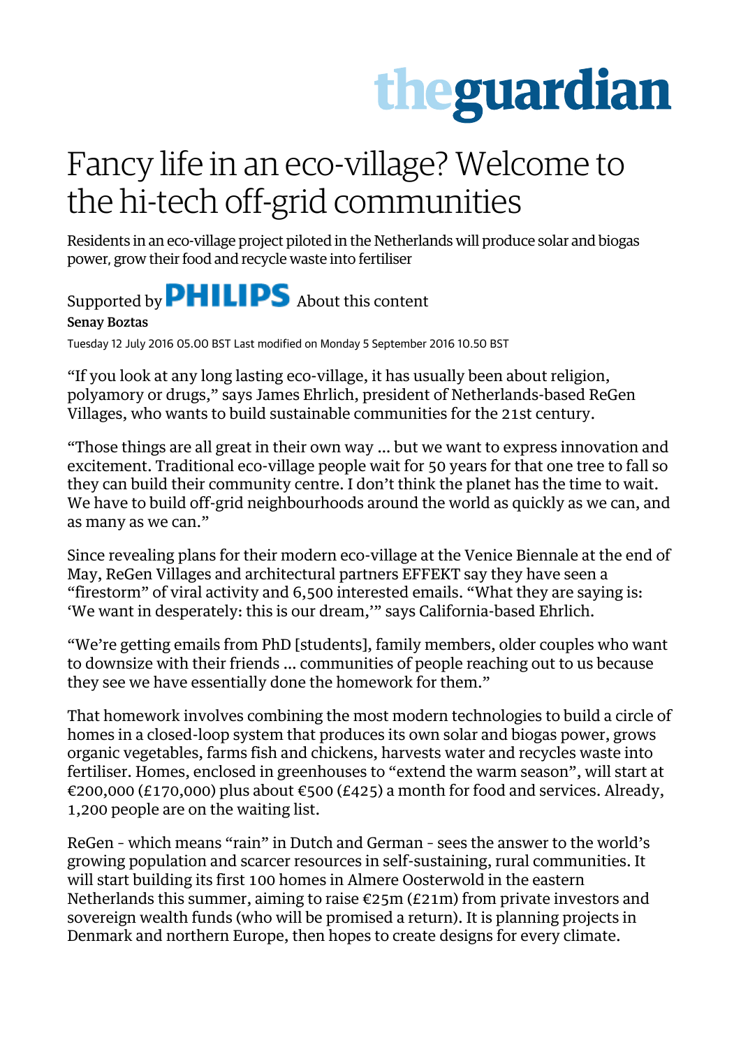# Fancy life in an eco-village? Welcome to the hi-tech off-grid communities

Residents in an eco-village project piloted in the Netherlands will produce solar and biogas power, grow their food and recycle waste into fertiliser

Supported by PHILIPS About this content

**Senay Boztas**

Tuesday 12 July 2016 05.00 BST Last modified on Monday 5 September 2016 10.50 BST

"If you look at any long lasting eco-village, it has usually been about religion, polyamory or drugs," says James Ehrlich, president of Netherlands-based ReGen Villages, who wants to build sustainable communities for the 21st century.

"Those things are all great in their own way … but we want to express innovation and excitement. Traditional eco-village people wait for 50 years for that one tree to fall so they can build their community centre. I don't think the planet has the time to wait. We have to build off-grid neighbourhoods around the world as quickly as we can, and as many as we can."

Since revealing plans for their modern eco-village at the Venice Biennale at the end of May, ReGen Villages and architectural partners EFFEKT say they have seen a "firestorm" of viral activity and 6,500 interested emails. "What they are saying is: 'We want in desperately: this is our dream,'" says California-based Ehrlich.

"We're getting emails from PhD [students], family members, older couples who want to downsize with their friends … communities of people reaching out to us because they see we have essentially done the homework for them."

That homework involves combining the most modern technologies to build a circle of homes in a closed-loop system that produces its own solar and biogas power, grows organic vegetables, farms fish and chickens, harvests water and recycles waste into fertiliser. Homes, enclosed in greenhouses to "extend the warm season", will start at €200,000 (£170,000) plus about €500 (£425) a month for food and services. Already, 1,200 people are on the waiting list.

ReGen - which means "rain" in Dutch and German - sees the answer to the world's growing population and scarcer resources in self-sustaining, rural communities. It will start building its first 100 homes in Almere Oosterwold in the eastern Netherlands this summer, aiming to raise €25m (£21m) from private investors and sovereign wealth funds (who will be promised a return). It is planning projects in Denmark and northern Europe, then hopes to create designs for every climate.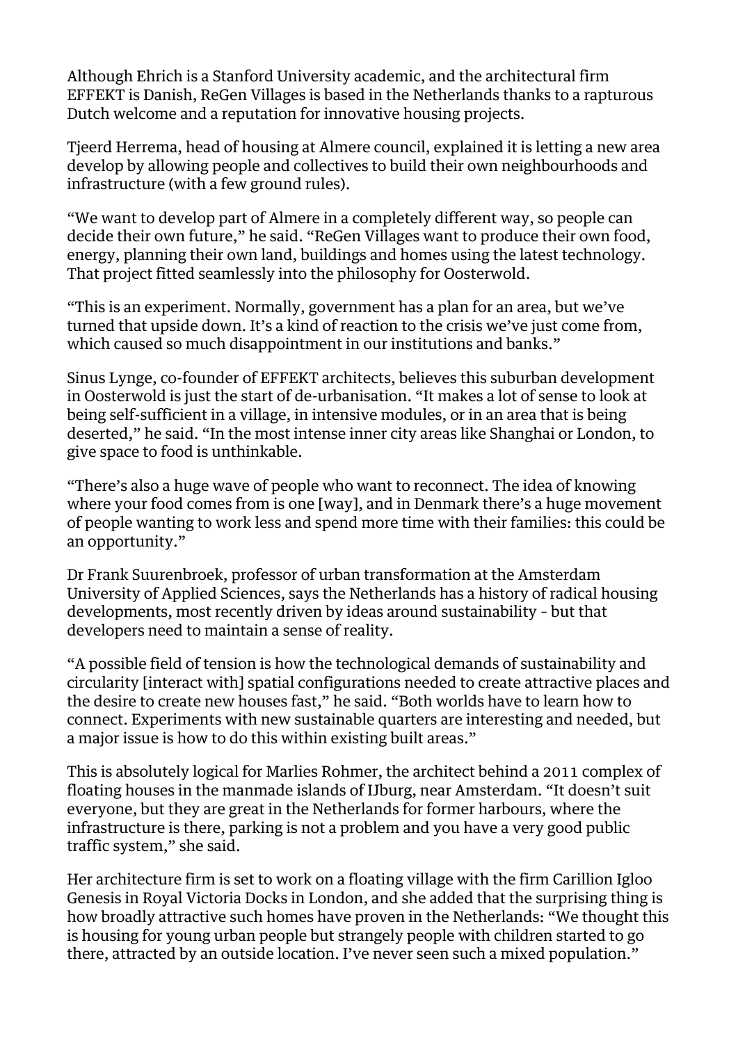Although Ehrich is a Stanford University academic, and the architectural firm EFFEKT is Danish, ReGen Villages is based in the Netherlands thanks to a rapturous Dutch welcome and a reputation for innovative housing projects.

Tjeerd Herrema, head of housing at Almere council, explained it is letting a new area develop by allowing people and collectives to build their own neighbourhoods and infrastructure (with a few ground rules).

"We want to develop part of Almere in a completely different way, so people can decide their own future," he said. "ReGen Villages want to produce their own food, energy, planning their own land, buildings and homes using the latest technology. That project fitted seamlessly into the philosophy for Oosterwold.

"This is an experiment. Normally, government has a plan for an area, but we've turned that upside down. It's a kind of reaction to the crisis we've just come from, which caused so much disappointment in our institutions and banks."

Sinus Lynge, co-founder of EFFEKT architects, believes this suburban development in Oosterwold is just the start of de-urbanisation. "It makes a lot of sense to look at being self-sufficient in a village, in intensive modules, or in an area that is being deserted," he said. "In the most intense inner city areas like Shanghai or London, to give space to food is unthinkable.

"There's also a huge wave of people who want to reconnect. The idea of knowing where your food comes from is one [way], and in Denmark there's a huge movement of people wanting to work less and spend more time with their families: this could be an opportunity."

Dr Frank Suurenbroek, professor of urban transformation at the Amsterdam University of Applied Sciences, says the Netherlands has a history of radical housing developments, most recently driven by ideas around sustainability - but that developers need to maintain a sense of reality.

"A possible field of tension is how the technological demands of sustainability and circularity [interact with] spatial configurations needed to create attractive places and the desire to create new houses fast," he said. "Both worlds have to learn how to connect. Experiments with new sustainable quarters are interesting and needed, but a major issue is how to do this within existing built areas."

This is absolutely logical for Marlies Rohmer, the architect behind a 2011 complex of floating houses in the manmade islands of IJburg, near Amsterdam. "It doesn't suit everyone, but they are great in the Netherlands for former harbours, where the infrastructure is there, parking is not a problem and you have a very good public traffic system," she said.

Her architecture firm is set to work on a floating village with the firm Carillion Igloo Genesis in Royal Victoria Docks in London, and she added that the surprising thing is how broadly attractive such homes have proven in the Netherlands: "We thought this is housing for young urban people but strangely people with children started to go there, attracted by an outside location. I've never seen such a mixed population."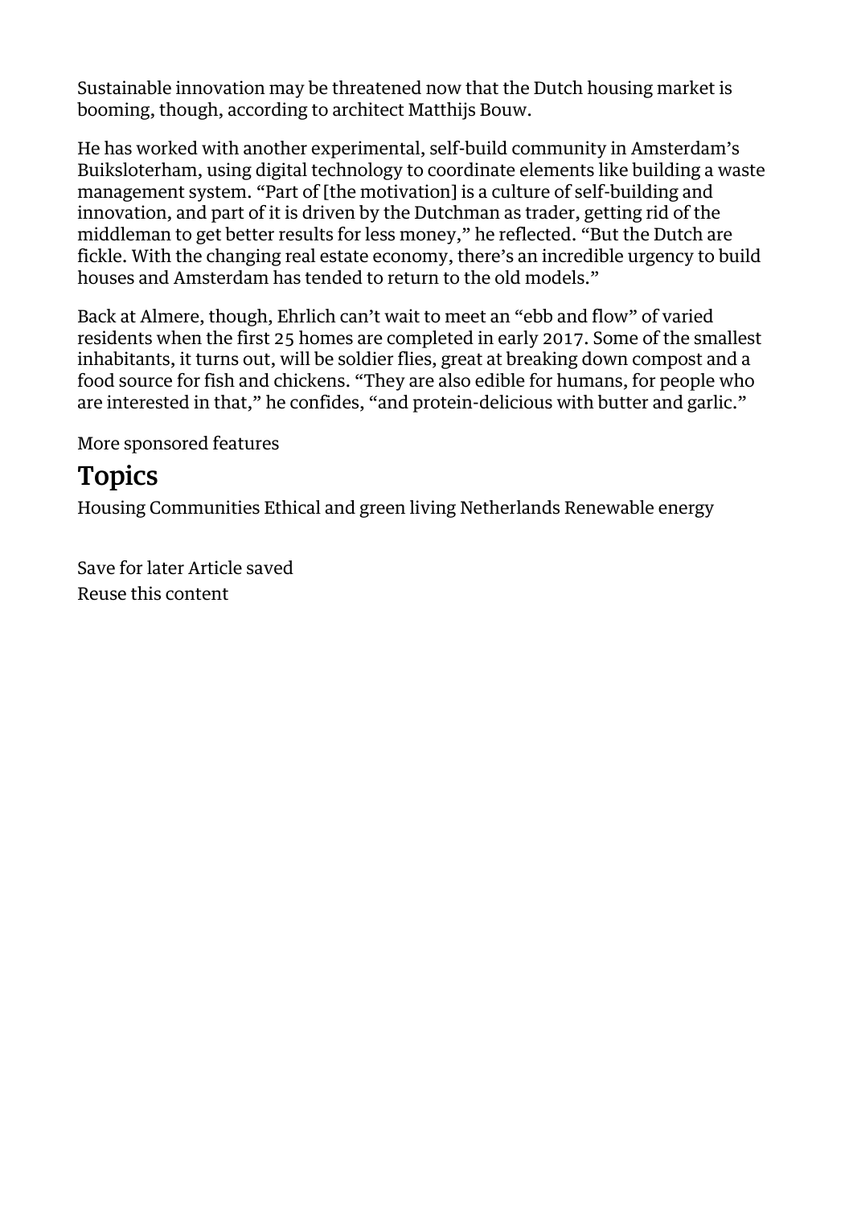Sustainable innovation may be threatened now that the Dutch housing market is booming, though, according to architect Matthijs Bouw.

He has worked with another experimental, self-build community in Amsterdam's Buiksloterham, using digital technology to coordinate elements like building a waste management system. "Part of [the motivation] is a culture of self-building and innovation, and part of it is driven by the Dutchman as trader, getting rid of the middleman to get better results for less money," he reflected. "But the Dutch are fickle. With the changing real estate economy, there's an incredible urgency to build houses and Amsterdam has tended to return to the old models."

Back at Almere, though, Ehrlich can't wait to meet an "ebb and flow" of varied residents when the first 25 homes are completed in early 2017. Some of the smallest inhabitants, it turns out, will be soldier flies, great at breaking down compost and a food source for fish and chickens. "They are also edible for humans, for people who are interested in that," he confides, "and protein-delicious with butter and garlic."

More sponsored features

## Topics

Housing Communities Ethical and green living Netherlands Renewable energy

Save for later Article saved
Reuse this content